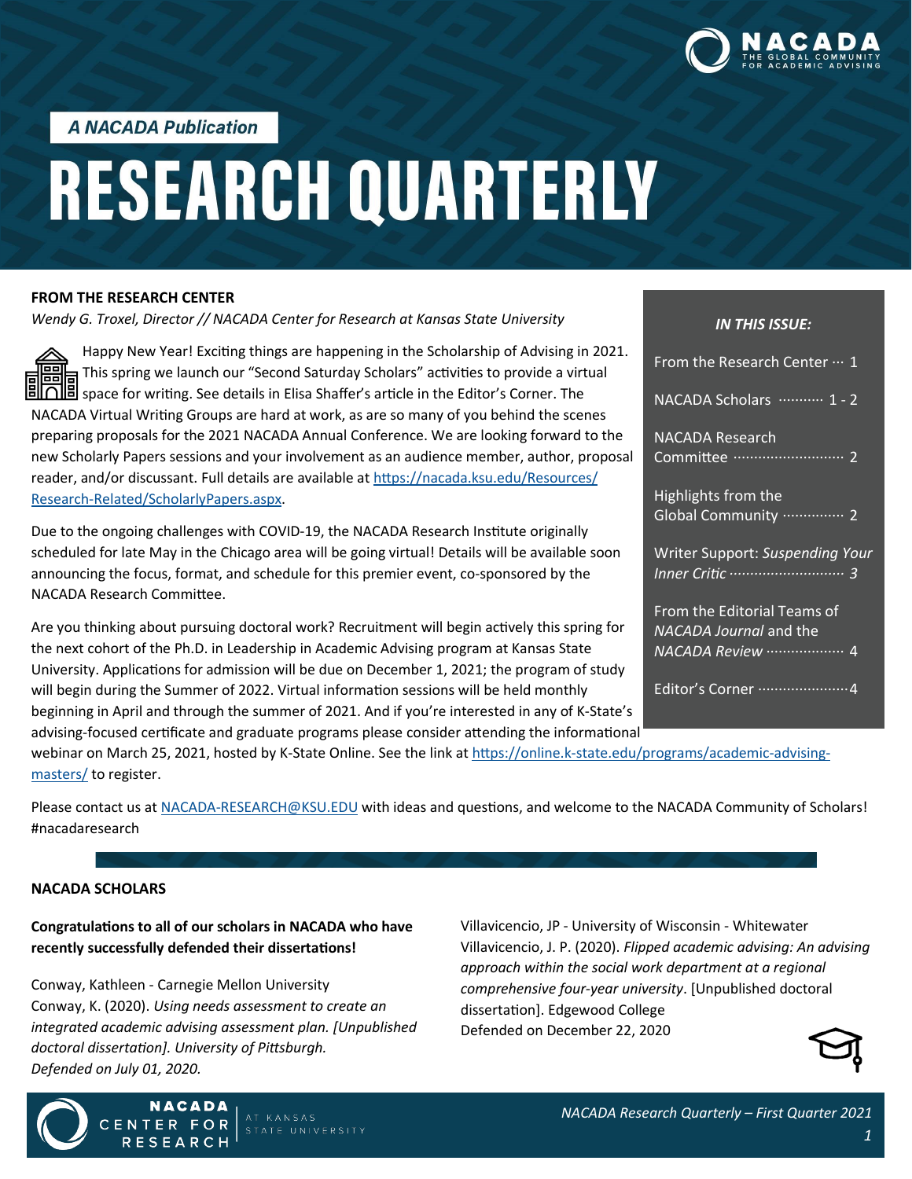A NACADA Publication

# RESEARCH QUARTERLY

**IN THIS ISSUE:**

- From the Research Center ··· 1
- NACADA Scholars ·········· 1 - 2
- NACADA Research Committee ·························· 2
- Highlights from the Global Community ·············· 2
- Writer Support: *Suspending Your Inner Critic* ··························· *3*
- From the Editorial Teams of *NACADA Journal* and the *NACADA Review* ·················· 4
- Editor's Corner ······················4

## FROM THE RESEARCH CENTER

*Wendy G. Troxel, Director // NACADA Center for Research at Kansas State University*

Happy New Year! Exciting things are happening in the Scholarship of Advising in 2021. This spring we launch our "Second Saturday Scholars" activities to provide a virtual space for writing. See details in Elisa Shaffer's article in the Editor's Corner. The NACADA Virtual Writing Groups are hard at work, as are so many of you behind the scenes preparing proposals for the 2021 NACADA Annual Conference. We are looking forward to the new Scholarly Papers sessions and your involvement as an audience member, author, proposal reader, and/or discussant. Full details are available at https://nacada.ksu.edu/Resources/Research-Related/ScholarlyPapers.aspx.

Due to the ongoing challenges with COVID-19, the NACADA Research Institute originally scheduled for late May in the Chicago area will be going virtual! Details will be available soon announcing the focus, format, and schedule for this premier event, co-sponsored by the NACADA Research Committee.

Are you thinking about pursuing doctoral work? Recruitment will begin actively this spring for the next cohort of the Ph.D. in Leadership in Academic Advising program at Kansas State University. Applications for admission will be due on December 1, 2021; the program of study will begin during the Summer of 2022. Virtual information sessions will be held monthly beginning in April and through the summer of 2021. And if you're interested in any of K-State's advising-focused certificate and graduate programs please consider attending the informational webinar on March 25, 2021, hosted by K-State Online. See the link at https://online.k-state.edu/programs/academic-advising-masters/ to register.

Please contact us at NACADA-RESEARCH@KSU.EDU with ideas and questions, and welcome to the NACADA Community of Scholars! #nacadaresearch

## NACADA SCHOLARS

**Congratulations to all of our scholars in NACADA who have recently successfully defended their dissertations!**

Conway, Kathleen - Carnegie Mellon University
Conway, K. (2020). *Using needs assessment to create an integrated academic advising assessment plan. [Unpublished doctoral dissertation]. University of Pittsburgh.*
*Defended on July 01, 2020.*

Villavicencio, JP - University of Wisconsin - Whitewater
Villavicencio, J. P. (2020). *Flipped academic advising: An advising approach within the social work department at a regional comprehensive four-year university*. [Unpublished doctoral dissertation]. Edgewood College
Defended on December 22, 2020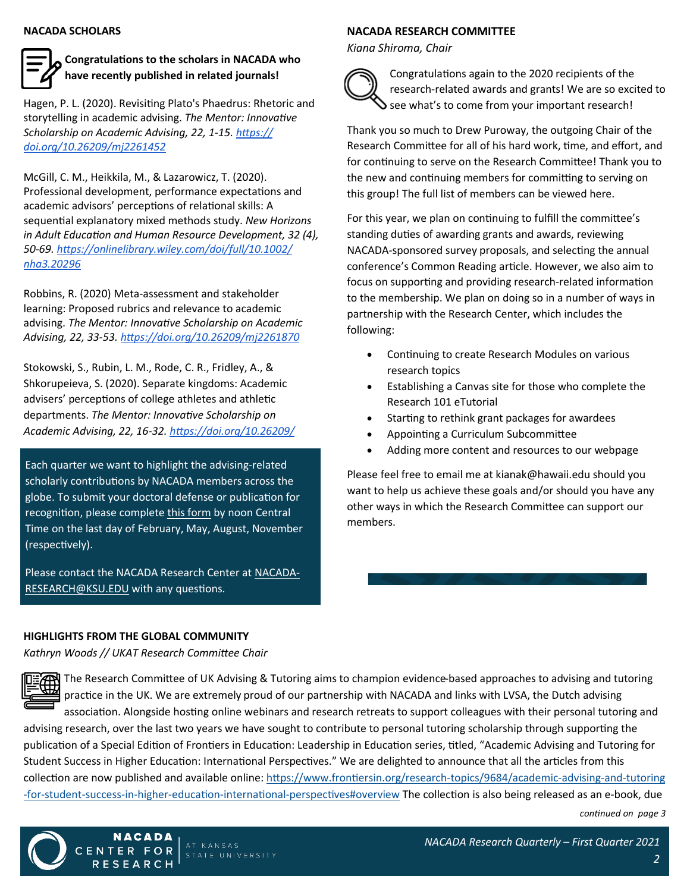## NACADA SCHOLARS

**Congratulations to the scholars in NACADA who have recently published in related journals!**

Hagen, P. L. (2020). Revisiting Plato's Phaedrus: Rhetoric and storytelling in academic advising. *The Mentor: Innovative Scholarship on Academic Advising, 22, 1-15. https://doi.org/10.26209/mj2261452*

McGill, C. M., Heikkila, M., & Lazarowicz, T. (2020). Professional development, performance expectations and academic advisors' perceptions of relational skills: A sequential explanatory mixed methods study. *New Horizons in Adult Education and Human Resource Development, 32 (4), 50-69. https://onlinelibrary.wiley.com/doi/full/10.1002/nha3.20296*

Robbins, R. (2020) Meta-assessment and stakeholder learning: Proposed rubrics and relevance to academic advising. *The Mentor: Innovative Scholarship on Academic Advising, 22, 33-53. https://doi.org/10.26209/mj2261870*

Stokowski, S., Rubin, L. M., Rode, C. R., Fridley, A., & Shkorupeieva, S. (2020). Separate kingdoms: Academic advisers' perceptions of college athletes and athletic departments. *The Mentor: Innovative Scholarship on Academic Advising, 22, 16-32. https://doi.org/10.26209/*

Each quarter we want to highlight the advising-related scholarly contributions by NACADA members across the globe. To submit your doctoral defense or publication for recognition, please complete this form by noon Central Time on the last day of February, May, August, November (respectively).

Please contact the NACADA Research Center at NACADA-RESEARCH@KSU.EDU with any questions.

## NACADA RESEARCH COMMITTEE

*Kiana Shiroma, Chair*

Congratulations again to the 2020 recipients of the research-related awards and grants! We are so excited to see what's to come from your important research!

Thank you so much to Drew Puroway, the outgoing Chair of the Research Committee for all of his hard work, time, and effort, and for continuing to serve on the Research Committee! Thank you to the new and continuing members for committing to serving on this group! The full list of members can be viewed here.

For this year, we plan on continuing to fulfill the committee's standing duties of awarding grants and awards, reviewing NACADA-sponsored survey proposals, and selecting the annual conference's Common Reading article. However, we also aim to focus on supporting and providing research-related information to the membership. We plan on doing so in a number of ways in partnership with the Research Center, which includes the following:

- Continuing to create Research Modules on various research topics
- Establishing a Canvas site for those who complete the Research 101 eTutorial
- Starting to rethink grant packages for awardees
- Appointing a Curriculum Subcommittee
- Adding more content and resources to our webpage

Please feel free to email me at kianak@hawaii.edu should you want to help us achieve these goals and/or should you have any other ways in which the Research Committee can support our members.

## HIGHLIGHTS FROM THE GLOBAL COMMUNITY

*Kathryn Woods // UKAT Research Committee Chair*

The Research Committee of UK Advising & Tutoring aims to champion evidence-based approaches to advising and tutoring practice in the UK. We are extremely proud of our partnership with NACADA and links with LVSA, the Dutch advising association. Alongside hosting online webinars and research retreats to support colleagues with their personal tutoring and advising research, over the last two years we have sought to contribute to personal tutoring scholarship through supporting the publication of a Special Edition of Frontiers in Education: Leadership in Education series, titled, "Academic Advising and Tutoring for Student Success in Higher Education: International Perspectives." We are delighted to announce that all the articles from this collection are now published and available online: https://www.frontiersin.org/research-topics/9684/academic-advising-and-tutoring-for-student-success-in-higher-education-international-perspectives#overview The collection is also being released as an e-book, due

*continued on page 3*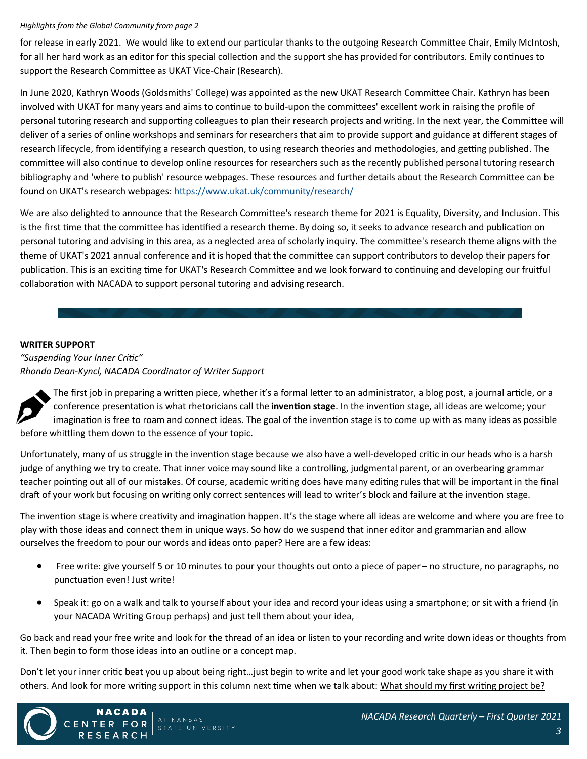*Highlights from the Global Community from page 2*

for release in early 2021. We would like to extend our particular thanks to the outgoing Research Committee Chair, Emily McIntosh, for all her hard work as an editor for this special collection and the support she has provided for contributors. Emily continues to support the Research Committee as UKAT Vice-Chair (Research).

In June 2020, Kathryn Woods (Goldsmiths' College) was appointed as the new UKAT Research Committee Chair. Kathryn has been involved with UKAT for many years and aims to continue to build-upon the committees' excellent work in raising the profile of personal tutoring research and supporting colleagues to plan their research projects and writing. In the next year, the Committee will deliver of a series of online workshops and seminars for researchers that aim to provide support and guidance at different stages of research lifecycle, from identifying a research question, to using research theories and methodologies, and getting published. The committee will also continue to develop online resources for researchers such as the recently published personal tutoring research bibliography and 'where to publish' resource webpages. These resources and further details about the Research Committee can be found on UKAT's research webpages: https://www.ukat.uk/community/research/

We are also delighted to announce that the Research Committee's research theme for 2021 is Equality, Diversity, and Inclusion. This is the first time that the committee has identified a research theme. By doing so, it seeks to advance research and publication on personal tutoring and advising in this area, as a neglected area of scholarly inquiry. The committee's research theme aligns with the theme of UKAT's 2021 annual conference and it is hoped that the committee can support contributors to develop their papers for publication. This is an exciting time for UKAT's Research Committee and we look forward to continuing and developing our fruitful collaboration with NACADA to support personal tutoring and advising research.

## WRITER SUPPORT

*"Suspending Your Inner Critic"*

*Rhonda Dean-Kyncl, NACADA Coordinator of Writer Support*

The first job in preparing a written piece, whether it's a formal letter to an administrator, a blog post, a journal article, or a conference presentation is what rhetoricians call the **invention stage**. In the invention stage, all ideas are welcome; your imagination is free to roam and connect ideas. The goal of the invention stage is to come up with as many ideas as possible before whittling them down to the essence of your topic.

Unfortunately, many of us struggle in the invention stage because we also have a well-developed critic in our heads who is a harsh judge of anything we try to create. That inner voice may sound like a controlling, judgmental parent, or an overbearing grammar teacher pointing out all of our mistakes. Of course, academic writing does have many editing rules that will be important in the final draft of your work but focusing on writing only correct sentences will lead to writer's block and failure at the invention stage.

The invention stage is where creativity and imagination happen. It's the stage where all ideas are welcome and where you are free to play with those ideas and connect them in unique ways. So how do we suspend that inner editor and grammarian and allow ourselves the freedom to pour our words and ideas onto paper? Here are a few ideas:

- Free write: give yourself 5 or 10 minutes to pour your thoughts out onto a piece of paper – no structure, no paragraphs, no punctuation even! Just write!
- Speak it: go on a walk and talk to yourself about your idea and record your ideas using a smartphone; or sit with a friend (in your NACADA Writing Group perhaps) and just tell them about your idea,

Go back and read your free write and look for the thread of an idea or listen to your recording and write down ideas or thoughts from it. Then begin to form those ideas into an outline or a concept map.

Don't let your inner critic beat you up about being right…just begin to write and let your good work take shape as you share it with others. And look for more writing support in this column next time when we talk about: What should my first writing project be?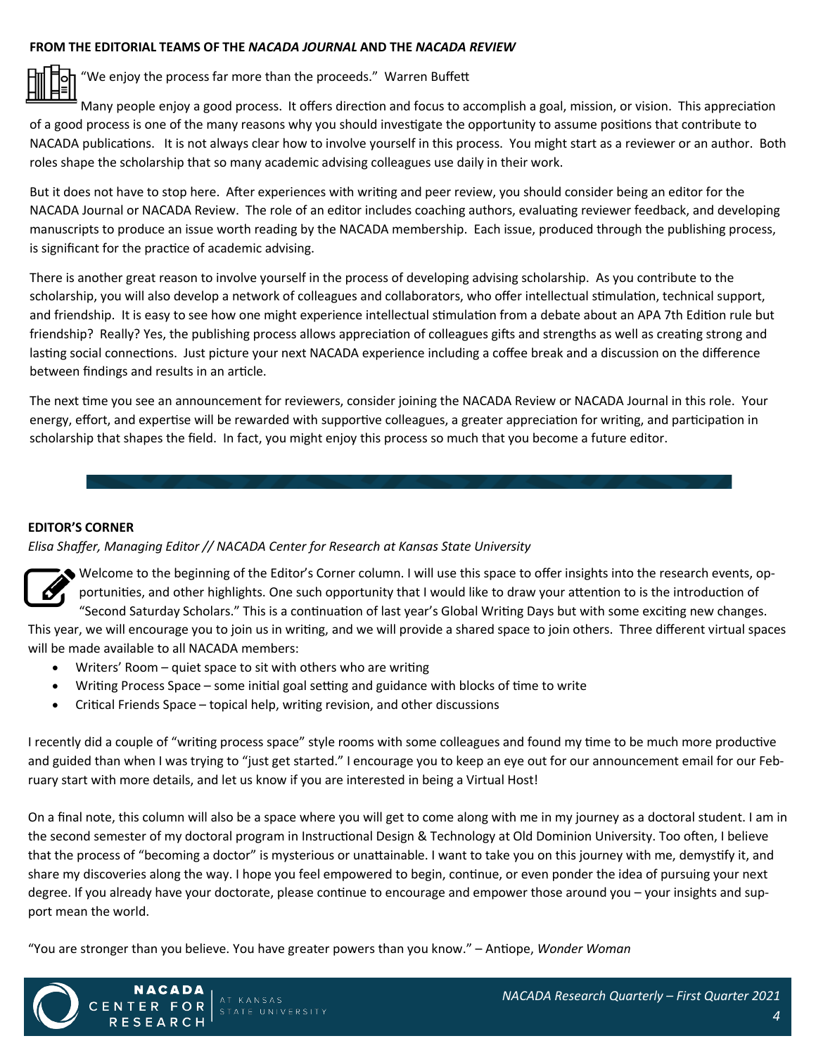**FROM THE EDITORIAL TEAMS OF THE *NACADA JOURNAL* AND THE *NACADA REVIEW***

"We enjoy the process far more than the proceeds." Warren Buffett

Many people enjoy a good process. It offers direction and focus to accomplish a goal, mission, or vision. This appreciation of a good process is one of the many reasons why you should investigate the opportunity to assume positions that contribute to NACADA publications. It is not always clear how to involve yourself in this process. You might start as a reviewer or an author. Both roles shape the scholarship that so many academic advising colleagues use daily in their work.

But it does not have to stop here. After experiences with writing and peer review, you should consider being an editor for the NACADA Journal or NACADA Review. The role of an editor includes coaching authors, evaluating reviewer feedback, and developing manuscripts to produce an issue worth reading by the NACADA membership. Each issue, produced through the publishing process, is significant for the practice of academic advising.

There is another great reason to involve yourself in the process of developing advising scholarship. As you contribute to the scholarship, you will also develop a network of colleagues and collaborators, who offer intellectual stimulation, technical support, and friendship. It is easy to see how one might experience intellectual stimulation from a debate about an APA 7th Edition rule but friendship? Really? Yes, the publishing process allows appreciation of colleagues gifts and strengths as well as creating strong and lasting social connections. Just picture your next NACADA experience including a coffee break and a discussion on the difference between findings and results in an article.

The next time you see an announcement for reviewers, consider joining the NACADA Review or NACADA Journal in this role. Your energy, effort, and expertise will be rewarded with supportive colleagues, a greater appreciation for writing, and participation in scholarship that shapes the field. In fact, you might enjoy this process so much that you become a future editor.

**EDITOR'S CORNER**

*Elisa Shaffer, Managing Editor // NACADA Center for Research at Kansas State University*

Welcome to the beginning of the Editor's Corner column. I will use this space to offer insights into the research events, opportunities, and other highlights. One such opportunity that I would like to draw your attention to is the introduction of "Second Saturday Scholars." This is a continuation of last year's Global Writing Days but with some exciting new changes. This year, we will encourage you to join us in writing, and we will provide a shared space to join others. Three different virtual spaces will be made available to all NACADA members:

- Writers' Room – quiet space to sit with others who are writing
- Writing Process Space – some initial goal setting and guidance with blocks of time to write
- Critical Friends Space – topical help, writing revision, and other discussions

I recently did a couple of "writing process space" style rooms with some colleagues and found my time to be much more productive and guided than when I was trying to "just get started." I encourage you to keep an eye out for our announcement email for our February start with more details, and let us know if you are interested in being a Virtual Host!

On a final note, this column will also be a space where you will get to come along with me in my journey as a doctoral student. I am in the second semester of my doctoral program in Instructional Design & Technology at Old Dominion University. Too often, I believe that the process of "becoming a doctor" is mysterious or unattainable. I want to take you on this journey with me, demystify it, and share my discoveries along the way. I hope you feel empowered to begin, continue, or even ponder the idea of pursuing your next degree. If you already have your doctorate, please continue to encourage and empower those around you – your insights and support mean the world.

"You are stronger than you believe. You have greater powers than you know." – Antiope, *Wonder Woman*